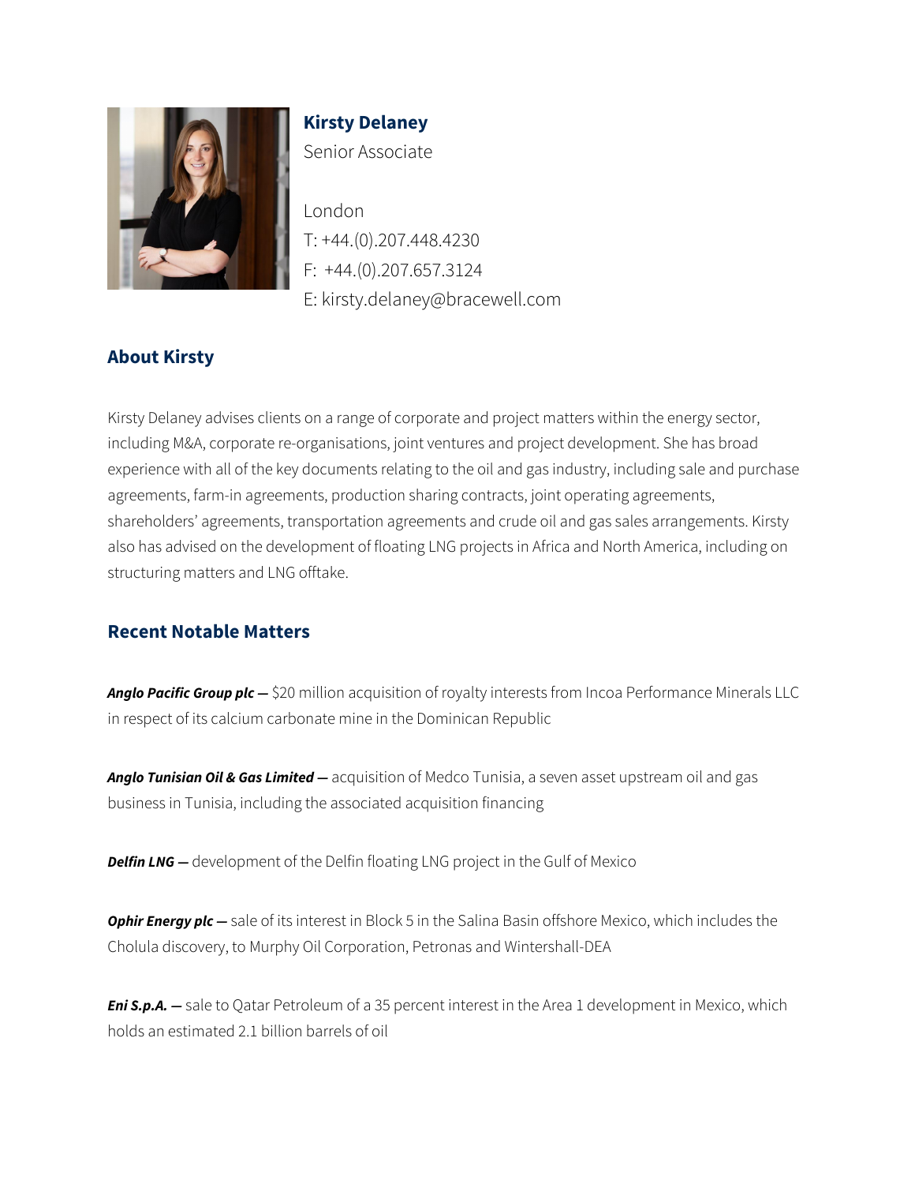# Kirsty Delaney

Senior Associate

London
T: +44.(0).207.448.4230
F: +44.(0).207.657.3124
E: kirsty.delaney@bracewell.com

## About Kirsty

Kirsty Delaney advises clients on a range of corporate and project matters within the energy sector, including M&A, corporate re-organisations, joint ventures and project development. She has broad experience with all of the key documents relating to the oil and gas industry, including sale and purchase agreements, farm-in agreements, production sharing contracts, joint operating agreements, shareholders' agreements, transportation agreements and crude oil and gas sales arrangements. Kirsty also has advised on the development of floating LNG projects in Africa and North America, including on structuring matters and LNG offtake.

## Recent Notable Matters

***Anglo Pacific Group plc —*** $20 million acquisition of royalty interests from Incoa Performance Minerals LLC in respect of its calcium carbonate mine in the Dominican Republic

***Anglo Tunisian Oil & Gas Limited —*** acquisition of Medco Tunisia, a seven asset upstream oil and gas business in Tunisia, including the associated acquisition financing

***Delfin LNG —*** development of the Delfin floating LNG project in the Gulf of Mexico

***Ophir Energy plc —*** sale of its interest in Block 5 in the Salina Basin offshore Mexico, which includes the Cholula discovery, to Murphy Oil Corporation, Petronas and Wintershall-DEA

***Eni S.p.A. —*** sale to Qatar Petroleum of a 35 percent interest in the Area 1 development in Mexico, which holds an estimated 2.1 billion barrels of oil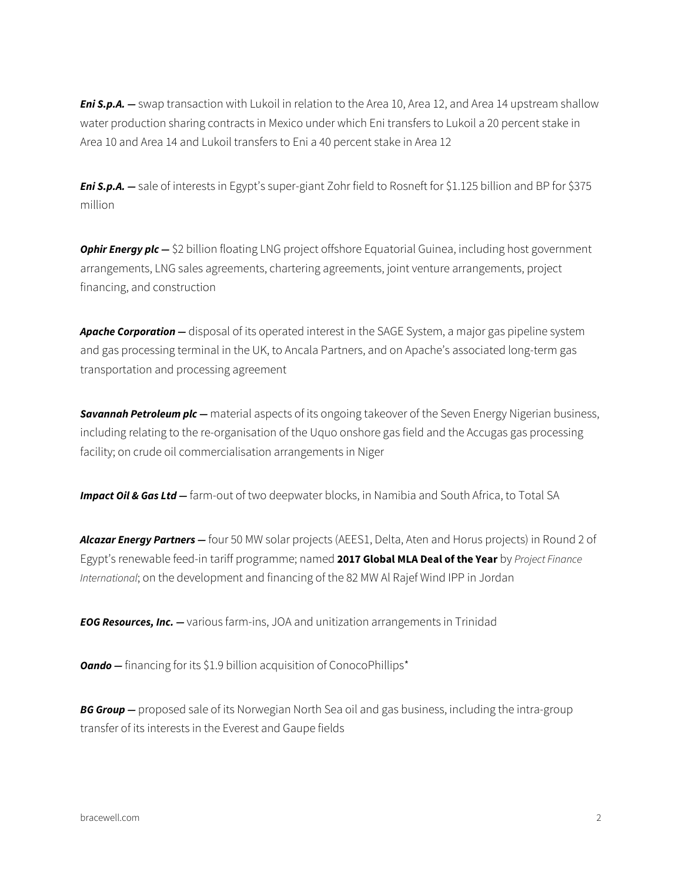***Eni S.p.A.* —** swap transaction with Lukoil in relation to the Area 10, Area 12, and Area 14 upstream shallow water production sharing contracts in Mexico under which Eni transfers to Lukoil a 20 percent stake in Area 10 and Area 14 and Lukoil transfers to Eni a 40 percent stake in Area 12

***Eni S.p.A.* —** sale of interests in Egypt's super-giant Zohr field to Rosneft for $1.125 billion and BP for $375 million

***Ophir Energy plc* —** $2 billion floating LNG project offshore Equatorial Guinea, including host government arrangements, LNG sales agreements, chartering agreements, joint venture arrangements, project financing, and construction

***Apache Corporation* —** disposal of its operated interest in the SAGE System, a major gas pipeline system and gas processing terminal in the UK, to Ancala Partners, and on Apache's associated long-term gas transportation and processing agreement

***Savannah Petroleum plc* —** material aspects of its ongoing takeover of the Seven Energy Nigerian business, including relating to the re-organisation of the Uquo onshore gas field and the Accugas gas processing facility; on crude oil commercialisation arrangements in Niger

***Impact Oil & Gas Ltd* —** farm-out of two deepwater blocks, in Namibia and South Africa, to Total SA

***Alcazar Energy Partners* —** four 50 MW solar projects (AEES1, Delta, Aten and Horus projects) in Round 2 of Egypt's renewable feed-in tariff programme; named **2017 Global MLA Deal of the Year** by *Project Finance International*; on the development and financing of the 82 MW Al Rajef Wind IPP in Jordan

***EOG Resources, Inc.* —** various farm-ins, JOA and unitization arrangements in Trinidad

***Oando* —** financing for its $1.9 billion acquisition of ConocoPhillips*

***BG Group* —** proposed sale of its Norwegian North Sea oil and gas business, including the intra-group transfer of its interests in the Everest and Gaupe fields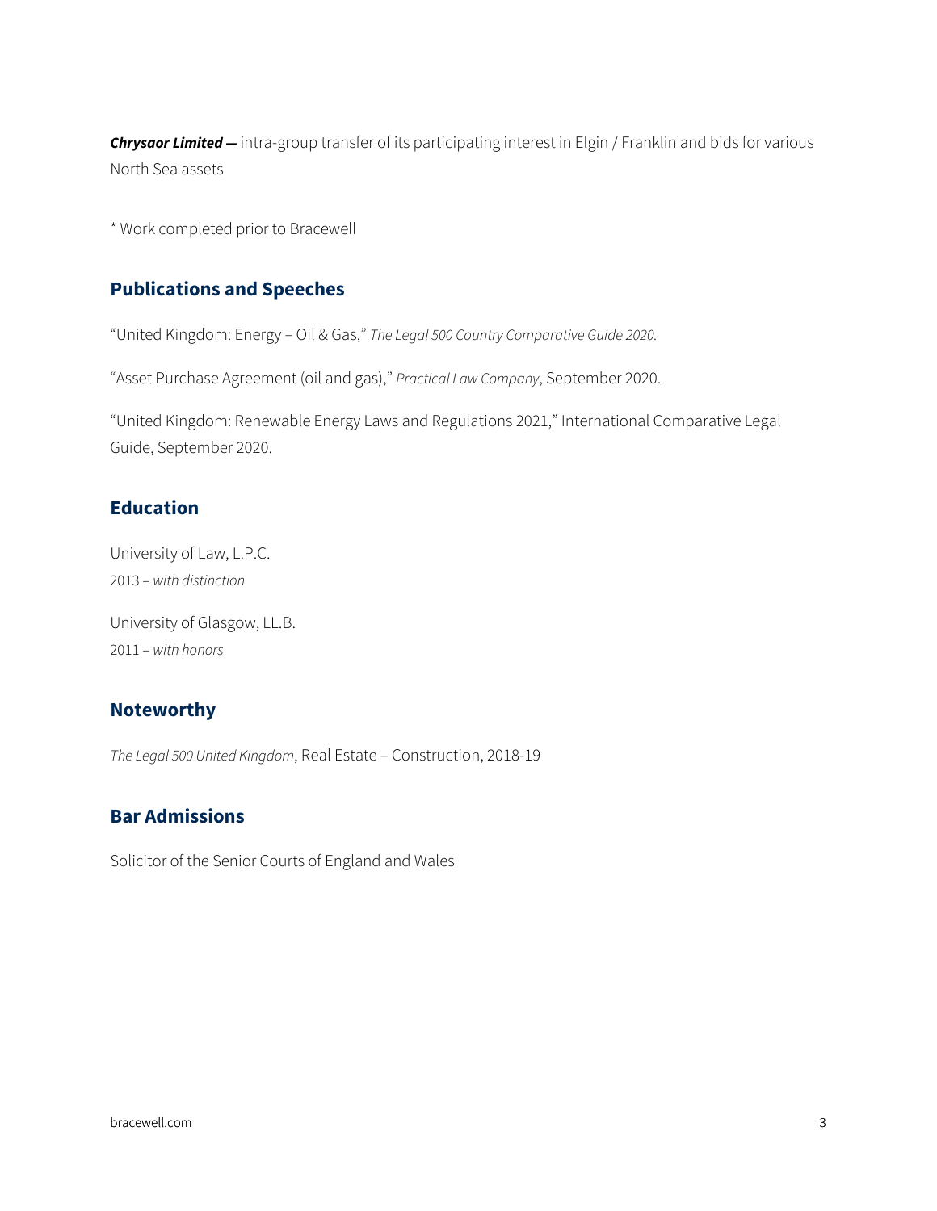***Chrysaor Limited* —** intra-group transfer of its participating interest in Elgin / Franklin and bids for various North Sea assets

* Work completed prior to Bracewell

## Publications and Speeches

"United Kingdom: Energy – Oil & Gas," *The Legal 500 Country Comparative Guide 2020.*

"Asset Purchase Agreement (oil and gas)," *Practical Law Company*, September 2020.

"United Kingdom: Renewable Energy Laws and Regulations 2021," International Comparative Legal Guide, September 2020.

## Education

University of Law, L.P.C.
2013 – *with distinction*

University of Glasgow, LL.B.
2011 – *with honors*

## Noteworthy

*The Legal 500 United Kingdom*, Real Estate – Construction, 2018-19

## Bar Admissions

Solicitor of the Senior Courts of England and Wales